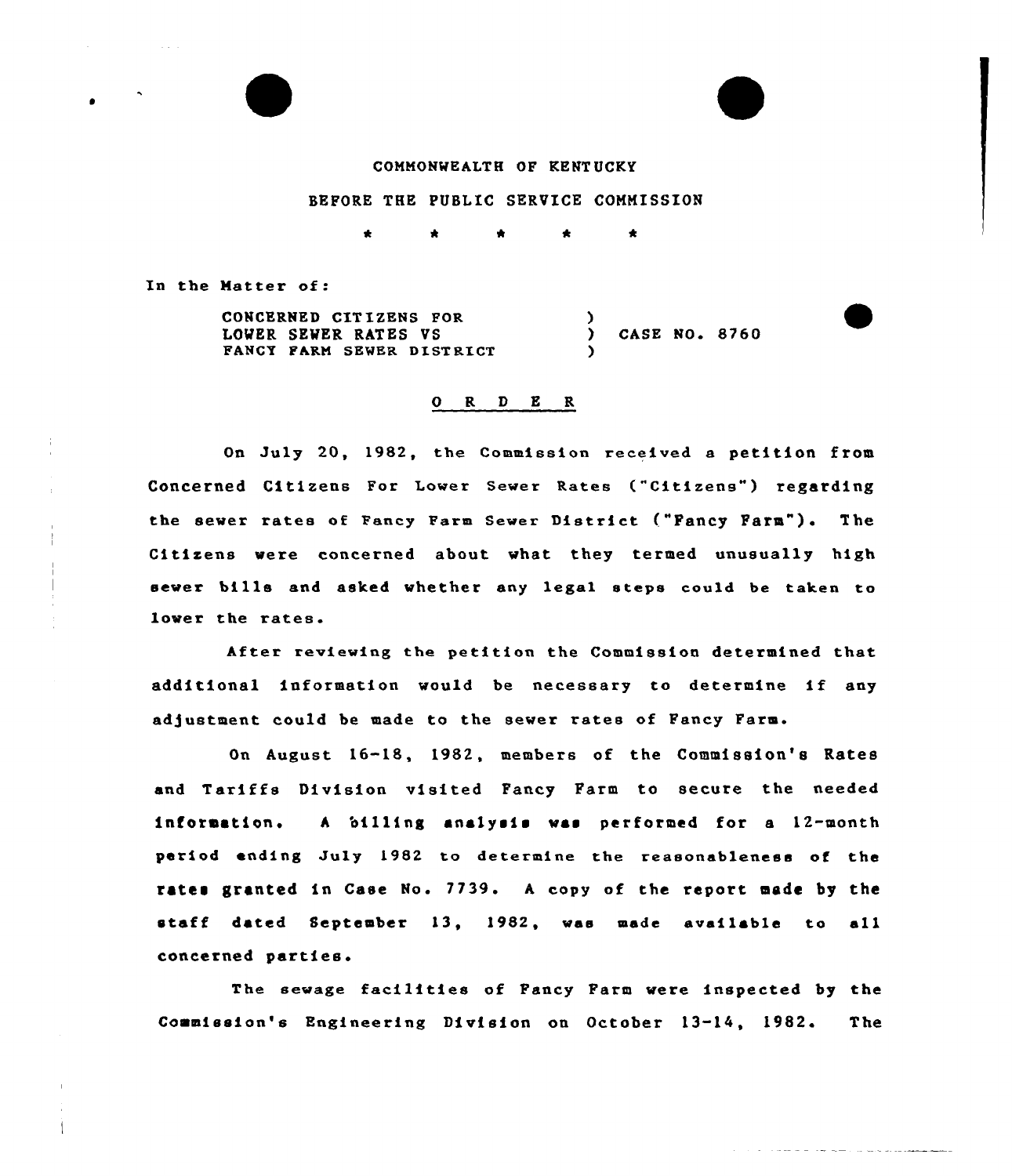COMMONWEALTH OF KENTUCKY

BEFORE THE PUBLIC SERVICE COMMISSION

\* \* \* \* \*

In the Matter of:

| | | |
|---|---|---|
| CONCERNED CITIZENS FOR LOWER SEWER RATES VS FANCY FARM SEWER DISTRICT | ) ) ) | CASE NO. 8760 |

## O R D E R

On July 20, 1982, the Commission received a petition from Concerned Citizens For Lower Sewer Rates ("Citizens") regarding the sewer rates of Fancy Farm Sewer District ("Fancy Farm"). The Citizens were concerned about what they termed unusually high sewer bills and asked whether any legal steps could be taken to lower the rates.

After reviewing the petition the Commission determined that additional information would be necessary to determine if any adjustment could be made to the sewer rates of Fancy Farm.

On August 16-18, 1982, members of the Commission's Rates and Tariffs Division visited Fancy Farm to secure the needed information. A billing analysis was performed for a 12-month period ending July 1982 to determine the reasonableness of the rates granted in Case No. 7739. A copy of the report made by the staff dated September 13, 1982, was made available to all concerned parties.

The sewage facilities of Fancy Farm were inspected by the Commission's Engineering Division on October 13-14, 1982. The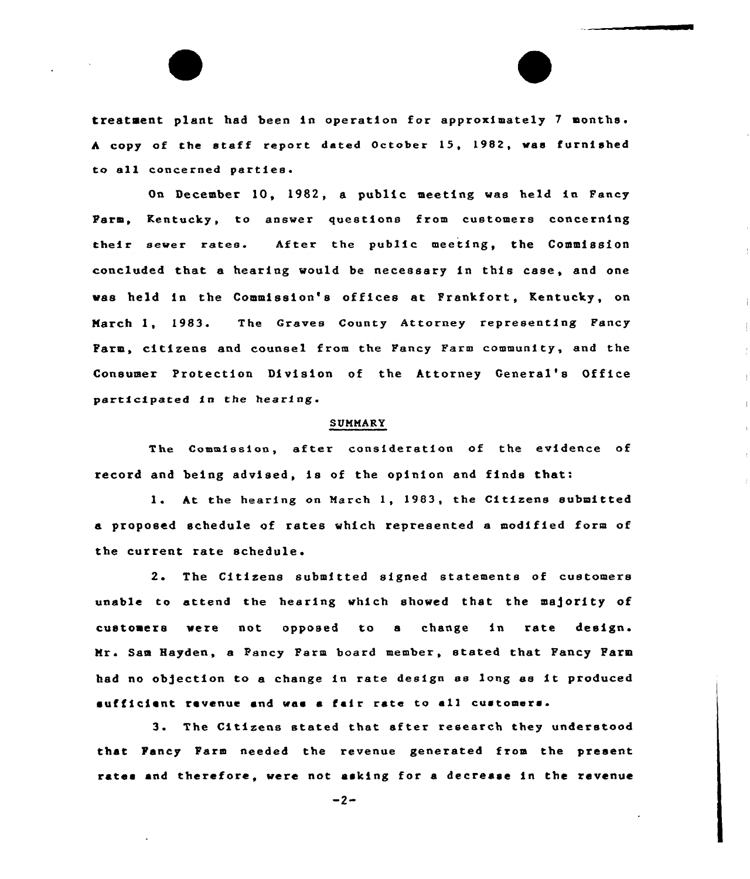treatment plant had been in operation for approximately 7 months. A copy of the staff report dated October 15, 1982, was furnished to all concerned parties.

On December 10, 1982, a public meeting was held in Fancy Farm, Kentucky, to answer questions from customers concerning their sewer rates. After the public meeting, the Commission concluded that a hearing would be necessary in this case, and one was held in the Commission's offices at Frankfort, Kentucky, on March 1, 1983. The Graves County Attorney representing Fancy Farm, citizens and counsel from the Fancy Farm community, and the Consumer Protection Division of the Attorney General's Office participated in the hearing.

## SUMMARY

The Commission, after consideration of the evidence of record and being advised, is of the opinion and finds that:

1. At the hearing on March 1, 1983, the Citizens submitted a proposed schedule of rates which represented a modified form of the current rate schedule.

2. The Citizens submitted signed statements of customers unable to attend the hearing which showed that the majority of customers were not opposed to a change in rate design. Mr. Sam Hayden, a Fancy Farm board member, stated that Fancy Farm had no objection to a change in rate design as long as it produced sufficient revenue and was a fair rate to all customers.

3. The Citizens stated that after research they understood that Fancy Farm needed the revenue generated from the present rates and therefore, were not asking for a decrease in the revenue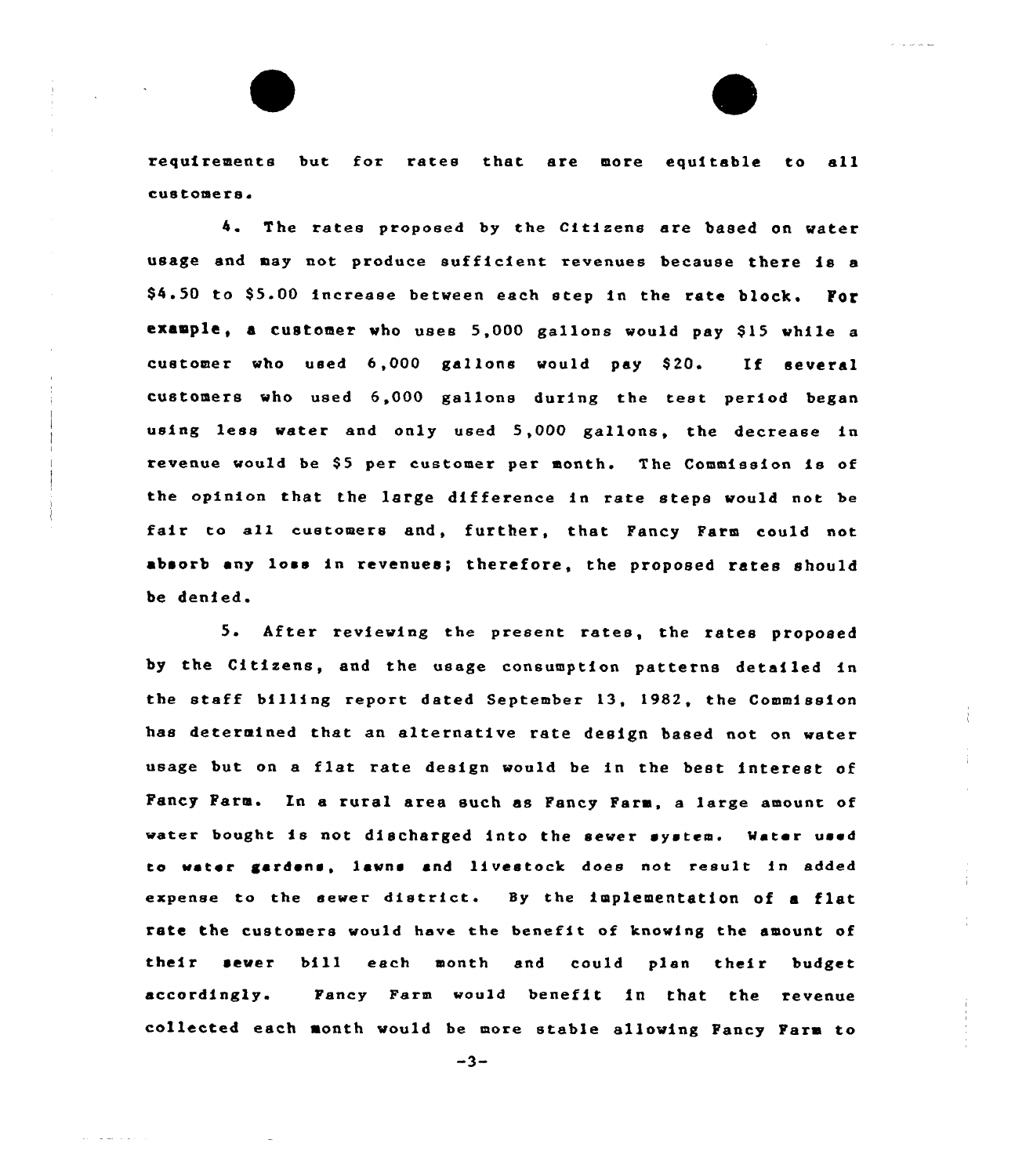requirements but for rates that are more equitable to all customers.

4. The rates proposed by the Citizens are based on water usage and may not produce sufficient revenues because there is a $4.50 to $5.00 increase between each step in the rate block. For example, a customer who uses 5,000 gallons would pay $15 while a customer who used 6,000 gallons would pay $20. If several customers who used 6,000 gallons during the test period began using less water and only used 5,000 gallons, the decrease in revenue would be $5 per customer per month. The Commission is of the opinion that the large difference in rate steps would not be fair to all customers and, further, that Fancy Farm could not absorb any loss in revenues; therefore, the proposed rates should be denied.

5. After reviewing the present rates, the rates proposed by the Citizens, and the usage consumption patterns detailed in the staff billing report dated September 13, 1982, the Commission has determined that an alternative rate design based not on water usage but on a flat rate design would be in the best interest of Fancy Farm. In a rural area such as Fancy Farm, a large amount of water bought is not discharged into the sewer system. Water used to water gardens, lawns and livestock does not result in added expense to the sewer district. By the implementation of a flat rate the customers would have the benefit of knowing the amount of their sewer bill each month and could plan their budget accordingly. Fancy Farm would benefit in that the revenue collected each month would be more stable allowing Fancy Farm to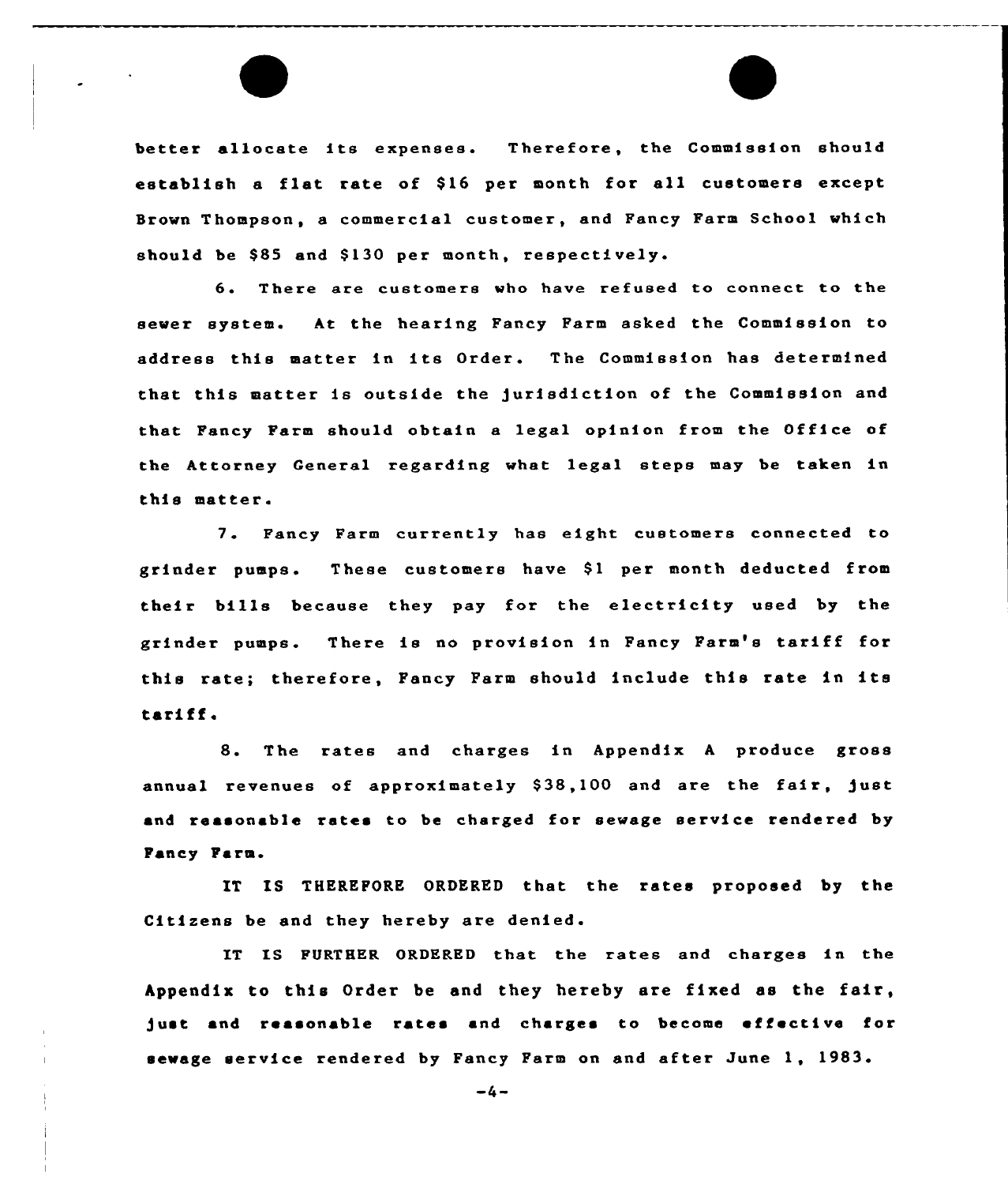better allocate its expenses. Therefore, the Commission should establish a flat rate of $16 per month for all customers except Brown Thompson, a commercial customer, and Fancy Farm School which should be $85 and $130 per month, respectively.

6. There are customers who have refused to connect to the sewer system. At the hearing Fancy Farm asked the Commission to address this matter in its Order. The Commission has determined that this matter is outside the jurisdiction of the Commission and that Fancy Farm should obtain a legal opinion from the Office of the Attorney General regarding what legal steps may be taken in this matter.

7. Fancy Farm currently has eight customers connected to grinder pumps. These customers have $1 per month deducted from their bills because they pay for the electricity used by the grinder pumps. There is no provision in Fancy Farm's tariff for this rate; therefore, Fancy Farm should include this rate in its tariff.

8. The rates and charges in Appendix A produce gross annual revenues of approximately $38,100 and are the fair, just and reasonable rates to be charged for sewage service rendered by Fancy Farm.

IT IS THEREFORE ORDERED that the rates proposed by the Citizens be and they hereby are denied.

IT IS FURTHER ORDERED that the rates and charges in the Appendix to this Order be and they hereby are fixed as the fair, just and reasonable rates and charges to become effective for sewage service rendered by Fancy Farm on and after June 1, 1983.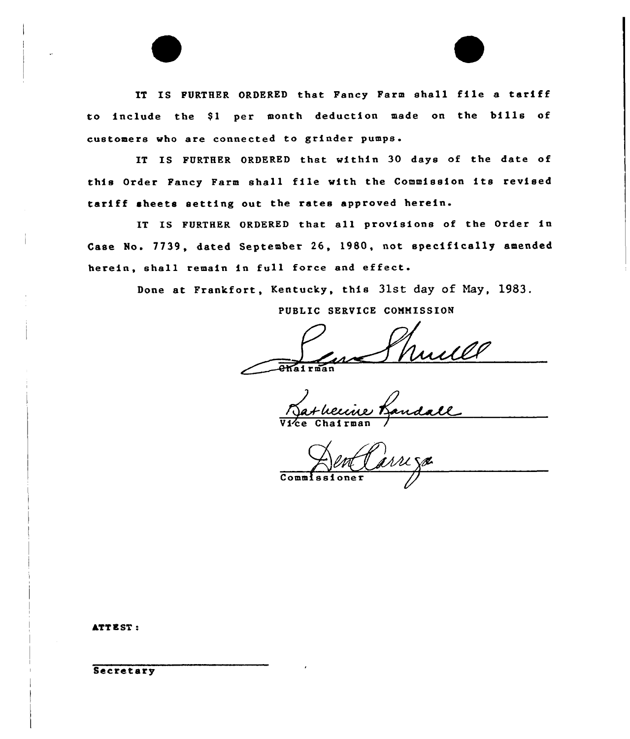IT IS FURTHER ORDERED that Fancy Farm shall file a tariff to include the $1 per month deduction made on the bills of customers who are connected to grinder pumps.

IT IS FURTHER ORDERED that within 30 days of the date of this Order Fancy Farm shall file with the Commission its revised tariff sheets setting out the rates approved herein.

IT IS FURTHER ORDERED that all provisions of the Order in Case No. 7739, dated September 26, 1980, not specifically amended herein, shall remain in full force and effect.

Done at Frankfort, Kentucky, this 31st day of May, 1983.

PUBLIC SERVICE COMMISSION

Chairman

Vice Chairman

Commissioner

ATTEST:

Secretary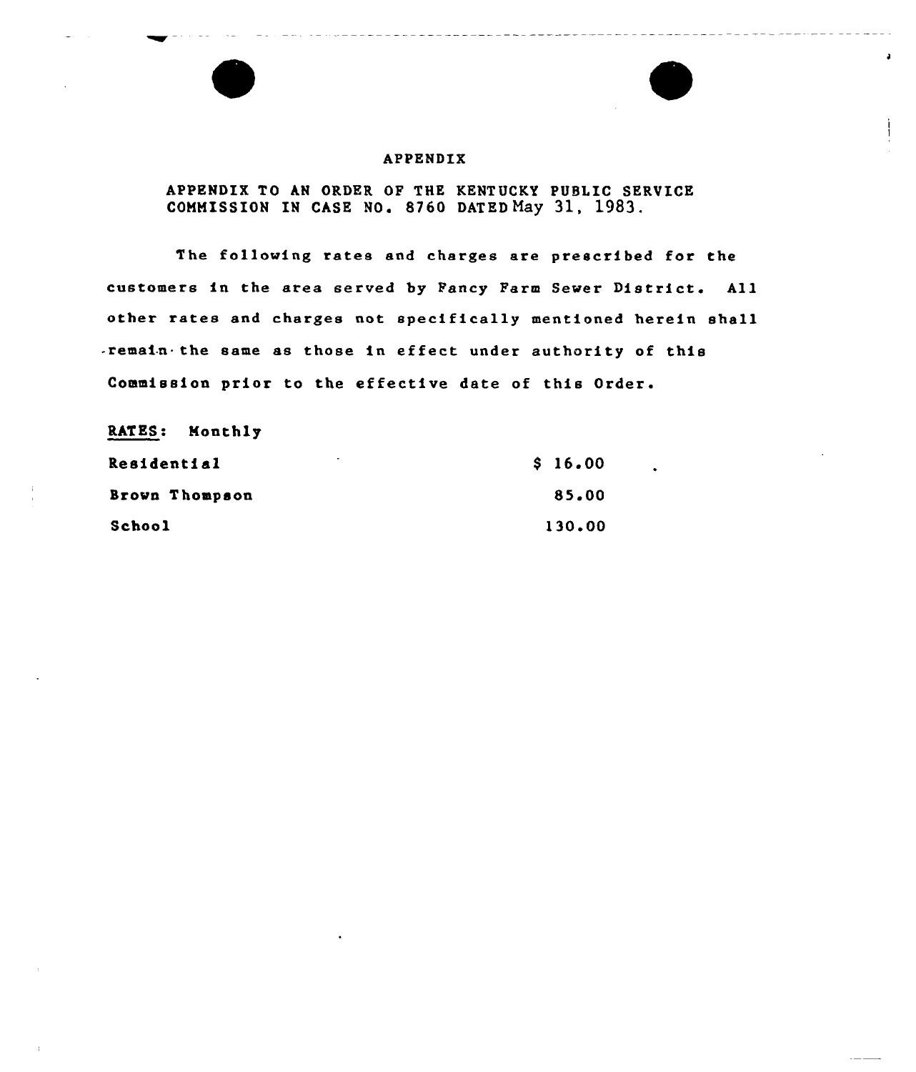# APPENDIX

APPENDIX TO AN ORDER OF THE KENTUCKY PUBLIC SERVICE COMMISSION IN CASE NO. 8760 DATED May 31, 1983.

The following rates and charges are prescribed for the customers in the area served by Fancy Farm Sewer District. All other rates and charges not specifically mentioned herein shall remain the same as those in effect under authority of this Commission prior to the effective date of this Order.

<u>RATES</u>: Monthly

| | |
|---|---|
| Residential | $ 16.00 |
| Brown Thompson | 85.00 |
| School | 130.00 |